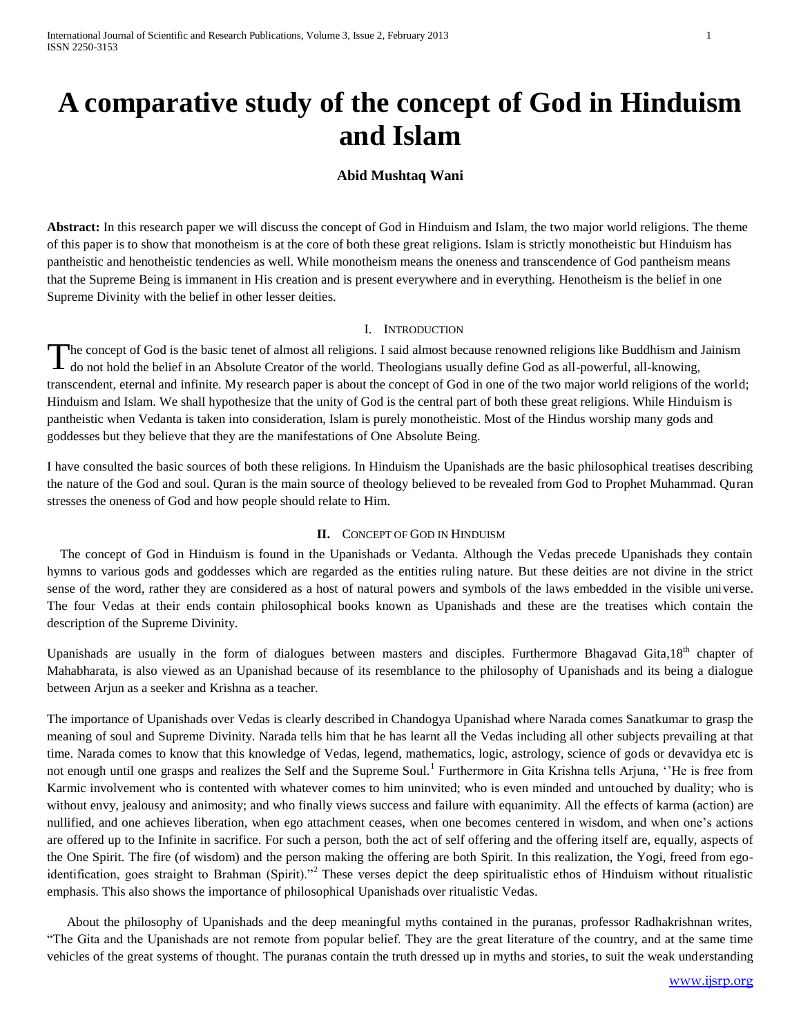# A comparative study of the concept of God in Hinduism and Islam

**Abid Mushtaq Wani**

**Abstract:** In this research paper we will discuss the concept of God in Hinduism and Islam, the two major world religions. The theme of this paper is to show that monotheism is at the core of both these great religions. Islam is strictly monotheistic but Hinduism has pantheistic and henotheistic tendencies as well. While monotheism means the oneness and transcendence of God pantheism means that the Supreme Being is immanent in His creation and is present everywhere and in everything. Henotheism is the belief in one Supreme Divinity with the belief in other lesser deities.

## I. Introduction

The concept of God is the basic tenet of almost all religions. I said almost because renowned religions like Buddhism and Jainism do not hold the belief in an Absolute Creator of the world. Theologians usually define God as all-powerful, all-knowing, transcendent, eternal and infinite. My research paper is about the concept of God in one of the two major world religions of the world; Hinduism and Islam. We shall hypothesize that the unity of God is the central part of both these great religions. While Hinduism is pantheistic when Vedanta is taken into consideration, Islam is purely monotheistic. Most of the Hindus worship many gods and goddesses but they believe that they are the manifestations of One Absolute Being.

I have consulted the basic sources of both these religions. In Hinduism the Upanishads are the basic philosophical treatises describing the nature of the God and soul. Quran is the main source of theology believed to be revealed from God to Prophet Muhammad. Quran stresses the oneness of God and how people should relate to Him.

## II. Concept of God in Hinduism

The concept of God in Hinduism is found in the Upanishads or Vedanta. Although the Vedas precede Upanishads they contain hymns to various gods and goddesses which are regarded as the entities ruling nature. But these deities are not divine in the strict sense of the word, rather they are considered as a host of natural powers and symbols of the laws embedded in the visible universe. The four Vedas at their ends contain philosophical books known as Upanishads and these are the treatises which contain the description of the Supreme Divinity.

Upanishads are usually in the form of dialogues between masters and disciples. Furthermore Bhagavad Gita,18th chapter of Mahabharata, is also viewed as an Upanishad because of its resemblance to the philosophy of Upanishads and its being a dialogue between Arjun as a seeker and Krishna as a teacher.

The importance of Upanishads over Vedas is clearly described in Chandogya Upanishad where Narada comes Sanatkumar to grasp the meaning of soul and Supreme Divinity. Narada tells him that he has learnt all the Vedas including all other subjects prevailing at that time. Narada comes to know that this knowledge of Vedas, legend, mathematics, logic, astrology, science of gods or devavidya etc is not enough until one grasps and realizes the Self and the Supreme Soul.[1] Furthermore in Gita Krishna tells Arjuna, ''He is free from Karmic involvement who is contented with whatever comes to him uninvited; who is even minded and untouched by duality; who is without envy, jealousy and animosity; and who finally views success and failure with equanimity. All the effects of karma (action) are nullified, and one achieves liberation, when ego attachment ceases, when one becomes centered in wisdom, and when one's actions are offered up to the Infinite in sacrifice. For such a person, both the act of self offering and the offering itself are, equally, aspects of the One Spirit. The fire (of wisdom) and the person making the offering are both Spirit. In this realization, the Yogi, freed from ego-identification, goes straight to Brahman (Spirit)."[2] These verses depict the deep spiritualistic ethos of Hinduism without ritualistic emphasis. This also shows the importance of philosophical Upanishads over ritualistic Vedas.

About the philosophy of Upanishads and the deep meaningful myths contained in the puranas, professor Radhakrishnan writes, "The Gita and the Upanishads are not remote from popular belief. They are the great literature of the country, and at the same time vehicles of the great systems of thought. The puranas contain the truth dressed up in myths and stories, to suit the weak understanding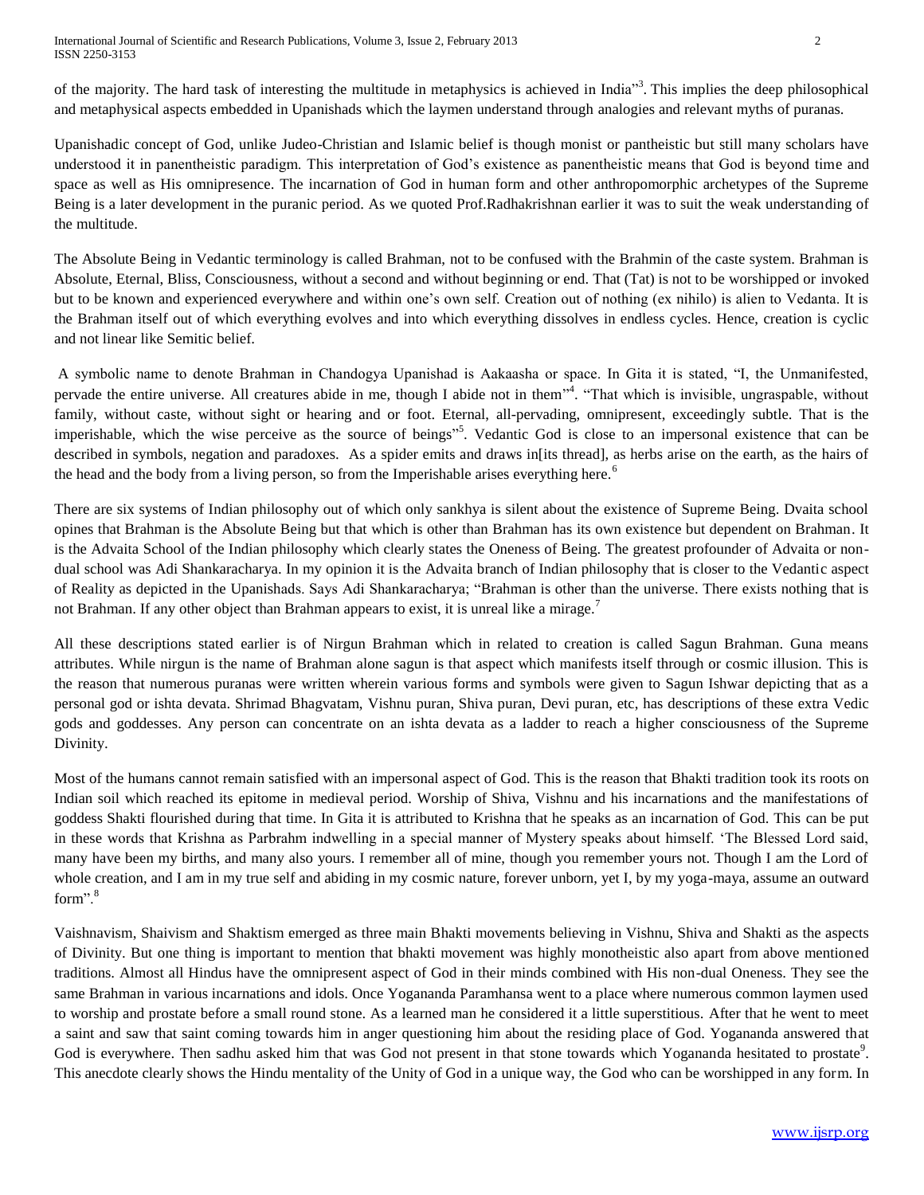of the majority. The hard task of interesting the multitude in metaphysics is achieved in India"[3]. This implies the deep philosophical and metaphysical aspects embedded in Upanishads which the laymen understand through analogies and relevant myths of puranas.

Upanishadic concept of God, unlike Judeo-Christian and Islamic belief is though monist or pantheistic but still many scholars have understood it in panentheistic paradigm. This interpretation of God's existence as panentheistic means that God is beyond time and space as well as His omnipresence. The incarnation of God in human form and other anthropomorphic archetypes of the Supreme Being is a later development in the puranic period. As we quoted Prof.Radhakrishnan earlier it was to suit the weak understanding of the multitude.

The Absolute Being in Vedantic terminology is called Brahman, not to be confused with the Brahmin of the caste system. Brahman is Absolute, Eternal, Bliss, Consciousness, without a second and without beginning or end. That (Tat) is not to be worshipped or invoked but to be known and experienced everywhere and within one's own self. Creation out of nothing (ex nihilo) is alien to Vedanta. It is the Brahman itself out of which everything evolves and into which everything dissolves in endless cycles. Hence, creation is cyclic and not linear like Semitic belief.

A symbolic name to denote Brahman in Chandogya Upanishad is Aakaasha or space. In Gita it is stated, "I, the Unmanifested, pervade the entire universe. All creatures abide in me, though I abide not in them"[4]. "That which is invisible, ungraspable, without family, without caste, without sight or hearing and or foot. Eternal, all-pervading, omnipresent, exceedingly subtle. That is the imperishable, which the wise perceive as the source of beings"[5]. Vedantic God is close to an impersonal existence that can be described in symbols, negation and paradoxes. As a spider emits and draws in[its thread], as herbs arise on the earth, as the hairs of the head and the body from a living person, so from the Imperishable arises everything here.[6]

There are six systems of Indian philosophy out of which only sankhya is silent about the existence of Supreme Being. Dvaita school opines that Brahman is the Absolute Being but that which is other than Brahman has its own existence but dependent on Brahman. It is the Advaita School of the Indian philosophy which clearly states the Oneness of Being. The greatest profounder of Advaita or non-dual school was Adi Shankaracharya. In my opinion it is the Advaita branch of Indian philosophy that is closer to the Vedantic aspect of Reality as depicted in the Upanishads. Says Adi Shankaracharya; "Brahman is other than the universe. There exists nothing that is not Brahman. If any other object than Brahman appears to exist, it is unreal like a mirage.[7]

All these descriptions stated earlier is of Nirgun Brahman which in related to creation is called Sagun Brahman. Guna means attributes. While nirgun is the name of Brahman alone sagun is that aspect which manifests itself through or cosmic illusion. This is the reason that numerous puranas were written wherein various forms and symbols were given to Sagun Ishwar depicting that as a personal god or ishta devata. Shrimad Bhagvatam, Vishnu puran, Shiva puran, Devi puran, etc, has descriptions of these extra Vedic gods and goddesses. Any person can concentrate on an ishta devata as a ladder to reach a higher consciousness of the Supreme Divinity.

Most of the humans cannot remain satisfied with an impersonal aspect of God. This is the reason that Bhakti tradition took its roots on Indian soil which reached its epitome in medieval period. Worship of Shiva, Vishnu and his incarnations and the manifestations of goddess Shakti flourished during that time. In Gita it is attributed to Krishna that he speaks as an incarnation of God. This can be put in these words that Krishna as Parbrahm indwelling in a special manner of Mystery speaks about himself. 'The Blessed Lord said, many have been my births, and many also yours. I remember all of mine, though you remember yours not. Though I am the Lord of whole creation, and I am in my true self and abiding in my cosmic nature, forever unborn, yet I, by my yoga-maya, assume an outward form".[8]

Vaishnavism, Shaivism and Shaktism emerged as three main Bhakti movements believing in Vishnu, Shiva and Shakti as the aspects of Divinity. But one thing is important to mention that bhakti movement was highly monotheistic also apart from above mentioned traditions. Almost all Hindus have the omnipresent aspect of God in their minds combined with His non-dual Oneness. They see the same Brahman in various incarnations and idols. Once Yogananda Paramhansa went to a place where numerous common laymen used to worship and prostate before a small round stone. As a learned man he considered it a little superstitious. After that he went to meet a saint and saw that saint coming towards him in anger questioning him about the residing place of God. Yogananda answered that God is everywhere. Then sadhu asked him that was God not present in that stone towards which Yogananda hesitated to prostate[9]. This anecdote clearly shows the Hindu mentality of the Unity of God in a unique way, the God who can be worshipped in any form. In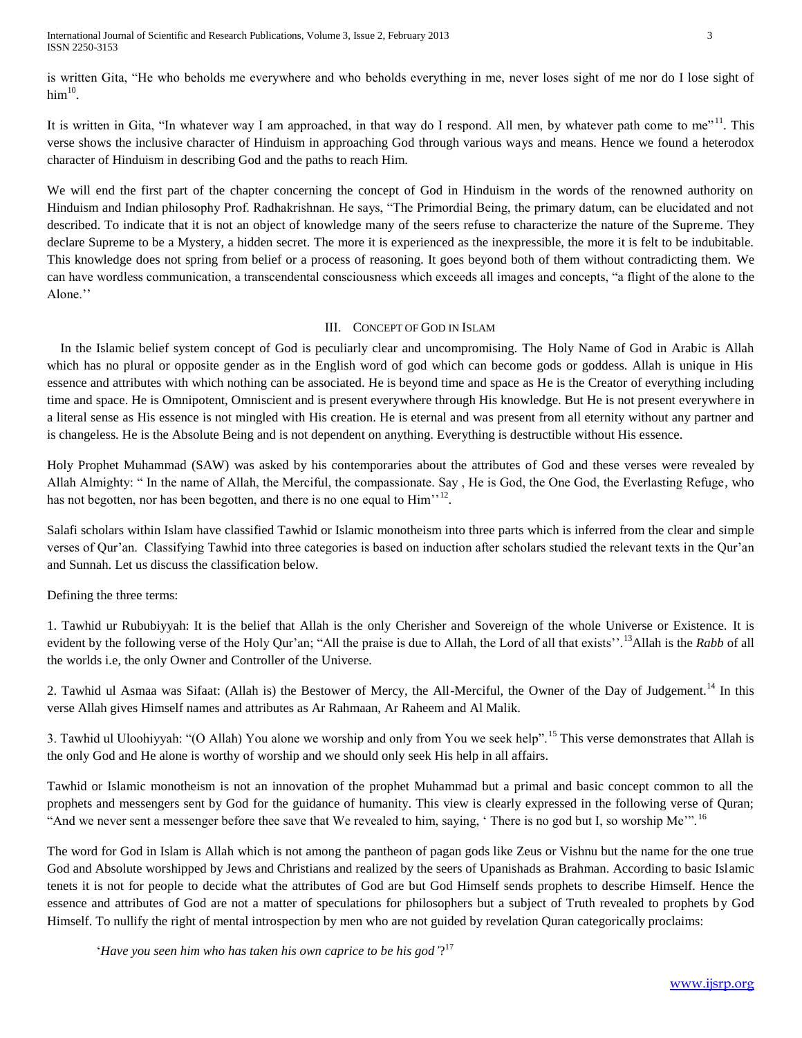is written Gita, "He who beholds me everywhere and who beholds everything in me, never loses sight of me nor do I lose sight of him[10].

It is written in Gita, "In whatever way I am approached, in that way do I respond. All men, by whatever path come to me"[11]. This verse shows the inclusive character of Hinduism in approaching God through various ways and means. Hence we found a heterodox character of Hinduism in describing God and the paths to reach Him.

We will end the first part of the chapter concerning the concept of God in Hinduism in the words of the renowned authority on Hinduism and Indian philosophy Prof. Radhakrishnan. He says, "The Primordial Being, the primary datum, can be elucidated and not described. To indicate that it is not an object of knowledge many of the seers refuse to characterize the nature of the Supreme. They declare Supreme to be a Mystery, a hidden secret. The more it is experienced as the inexpressible, the more it is felt to be indubitable. This knowledge does not spring from belief or a process of reasoning. It goes beyond both of them without contradicting them. We can have wordless communication, a transcendental consciousness which exceeds all images and concepts, "a flight of the alone to the Alone.''

## III. Concept of God in Islam

In the Islamic belief system concept of God is peculiarly clear and uncompromising. The Holy Name of God in Arabic is Allah which has no plural or opposite gender as in the English word of god which can become gods or goddess. Allah is unique in His essence and attributes with which nothing can be associated. He is beyond time and space as He is the Creator of everything including time and space. He is Omnipotent, Omniscient and is present everywhere through His knowledge. But He is not present everywhere in a literal sense as His essence is not mingled with His creation. He is eternal and was present from all eternity without any partner and is changeless. He is the Absolute Being and is not dependent on anything. Everything is destructible without His essence.

Holy Prophet Muhammad (SAW) was asked by his contemporaries about the attributes of God and these verses were revealed by Allah Almighty: " In the name of Allah, the Merciful, the compassionate. Say , He is God, the One God, the Everlasting Refuge, who has not begotten, nor has been begotten, and there is no one equal to Him''[12].

Salafi scholars within Islam have classified Tawhid or Islamic monotheism into three parts which is inferred from the clear and simple verses of Qur'an. Classifying Tawhid into three categories is based on induction after scholars studied the relevant texts in the Qur'an and Sunnah. Let us discuss the classification below.

Defining the three terms:

1. Tawhid ur Rububiyyah: It is the belief that Allah is the only Cherisher and Sovereign of the whole Universe or Existence. It is evident by the following verse of the Holy Qur'an; "All the praise is due to Allah, the Lord of all that exists''.[13]Allah is the *Rabb* of all the worlds i.e, the only Owner and Controller of the Universe.

2. Tawhid ul Asmaa was Sifaat: (Allah is) the Bestower of Mercy, the All-Merciful, the Owner of the Day of Judgement.[14] In this verse Allah gives Himself names and attributes as Ar Rahmaan, Ar Raheem and Al Malik.

3. Tawhid ul Uloohiyyah: "(O Allah) You alone we worship and only from You we seek help".[15] This verse demonstrates that Allah is the only God and He alone is worthy of worship and we should only seek His help in all affairs.

Tawhid or Islamic monotheism is not an innovation of the prophet Muhammad but a primal and basic concept common to all the prophets and messengers sent by God for the guidance of humanity. This view is clearly expressed in the following verse of Quran; "And we never sent a messenger before thee save that We revealed to him, saying, ' There is no god but I, so worship Me'".[16]

The word for God in Islam is Allah which is not among the pantheon of pagan gods like Zeus or Vishnu but the name for the one true God and Absolute worshipped by Jews and Christians and realized by the seers of Upanishads as Brahman. According to basic Islamic tenets it is not for people to decide what the attributes of God are but God Himself sends prophets to describe Himself. Hence the essence and attributes of God are not a matter of speculations for philosophers but a subject of Truth revealed to prophets by God Himself. To nullify the right of mental introspection by men who are not guided by revelation Quran categorically proclaims:

> '*Have you seen him who has taken his own caprice to be his god'*?[17]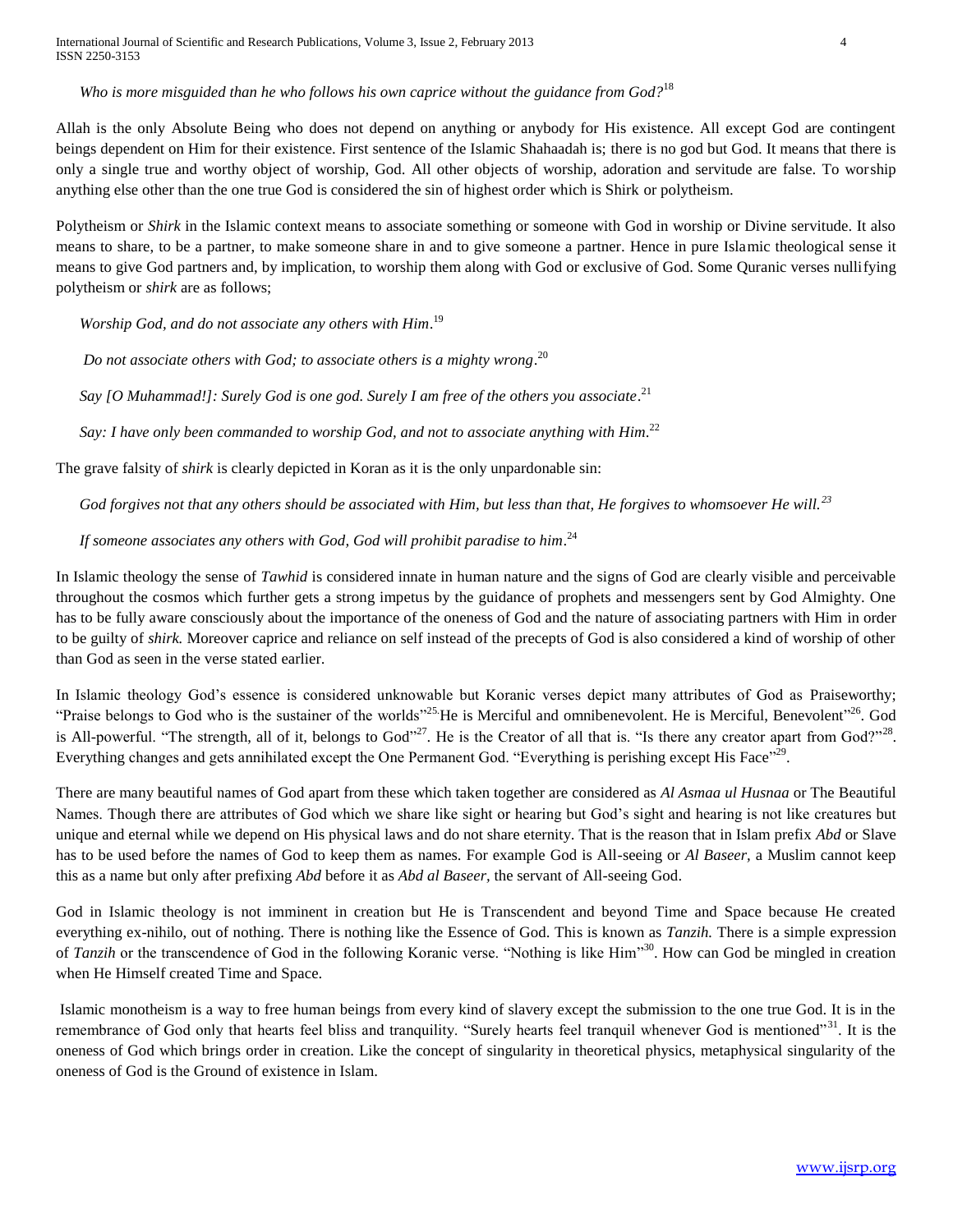*Who is more misguided than he who follows his own caprice without the guidance from God?*[18]

Allah is the only Absolute Being who does not depend on anything or anybody for His existence. All except God are contingent beings dependent on Him for their existence. First sentence of the Islamic Shahaadah is; there is no god but God. It means that there is only a single true and worthy object of worship, God. All other objects of worship, adoration and servitude are false. To worship anything else other than the one true God is considered the sin of highest order which is Shirk or polytheism.

Polytheism or *Shirk* in the Islamic context means to associate something or someone with God in worship or Divine servitude. It also means to share, to be a partner, to make someone share in and to give someone a partner. Hence in pure Islamic theological sense it means to give God partners and, by implication, to worship them along with God or exclusive of God. Some Quranic verses nullifying polytheism or *shirk* are as follows;

*Worship God, and do not associate any others with Him*.[19]

*Do not associate others with God; to associate others is a mighty wrong*.[20]

*Say [O Muhammad!]: Surely God is one god. Surely I am free of the others you associate*.[21]

*Say: I have only been commanded to worship God, and not to associate anything with Him*.[22]

The grave falsity of *shirk* is clearly depicted in Koran as it is the only unpardonable sin:

*God forgives not that any others should be associated with Him, but less than that, He forgives to whomsoever He will.*[23]

*If someone associates any others with God, God will prohibit paradise to him*.[24]

In Islamic theology the sense of *Tawhid* is considered innate in human nature and the signs of God are clearly visible and perceivable throughout the cosmos which further gets a strong impetus by the guidance of prophets and messengers sent by God Almighty. One has to be fully aware consciously about the importance of the oneness of God and the nature of associating partners with Him in order to be guilty of *shirk.* Moreover caprice and reliance on self instead of the precepts of God is also considered a kind of worship of other than God as seen in the verse stated earlier.

In Islamic theology God's essence is considered unknowable but Koranic verses depict many attributes of God as Praiseworthy; "Praise belongs to God who is the sustainer of the worlds"[25] He is Merciful and omnibenevolent. He is Merciful, Benevolent"[26]. God is All-powerful. "The strength, all of it, belongs to God"[27]. He is the Creator of all that is. "Is there any creator apart from God?"[28]. Everything changes and gets annihilated except the One Permanent God. "Everything is perishing except His Face"[29].

There are many beautiful names of God apart from these which taken together are considered as *Al Asmaa ul Husnaa* or The Beautiful Names. Though there are attributes of God which we share like sight or hearing but God's sight and hearing is not like creatures but unique and eternal while we depend on His physical laws and do not share eternity. That is the reason that in Islam prefix *Abd* or Slave has to be used before the names of God to keep them as names. For example God is All-seeing or *Al Baseer*, a Muslim cannot keep this as a name but only after prefixing *Abd* before it as *Abd al Baseer,* the servant of All-seeing God.

God in Islamic theology is not imminent in creation but He is Transcendent and beyond Time and Space because He created everything ex-nihilo, out of nothing. There is nothing like the Essence of God. This is known as *Tanzih.* There is a simple expression of *Tanzih* or the transcendence of God in the following Koranic verse. "Nothing is like Him"[30]. How can God be mingled in creation when He Himself created Time and Space.

Islamic monotheism is a way to free human beings from every kind of slavery except the submission to the one true God. It is in the remembrance of God only that hearts feel bliss and tranquility. "Surely hearts feel tranquil whenever God is mentioned"[31]. It is the oneness of God which brings order in creation. Like the concept of singularity in theoretical physics, metaphysical singularity of the oneness of God is the Ground of existence in Islam.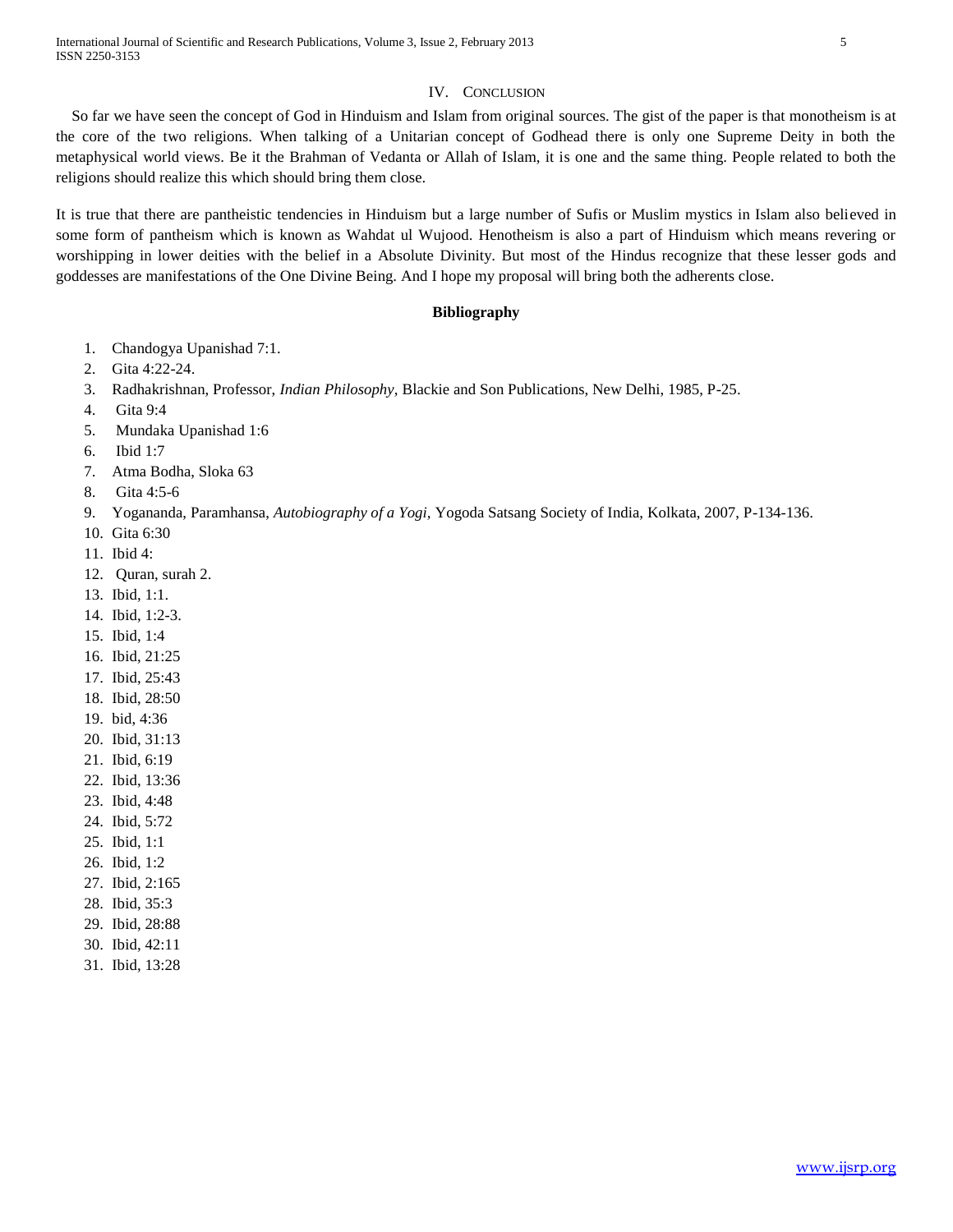## IV. CONCLUSION

So far we have seen the concept of God in Hinduism and Islam from original sources. The gist of the paper is that monotheism is at the core of the two religions. When talking of a Unitarian concept of Godhead there is only one Supreme Deity in both the metaphysical world views. Be it the Brahman of Vedanta or Allah of Islam, it is one and the same thing. People related to both the religions should realize this which should bring them close.

It is true that there are pantheistic tendencies in Hinduism but a large number of Sufis or Muslim mystics in Islam also believed in some form of pantheism which is known as Wahdat ul Wujood. Henotheism is also a part of Hinduism which means revering or worshipping in lower deities with the belief in a Absolute Divinity. But most of the Hindus recognize that these lesser gods and goddesses are manifestations of the One Divine Being. And I hope my proposal will bring both the adherents close.

**Bibliography**

1. Chandogya Upanishad 7:1.
2. Gita 4:22-24.
3. Radhakrishnan, Professor, *Indian Philosophy,* Blackie and Son Publications, New Delhi, 1985, P-25.
4. Gita 9:4
5. Mundaka Upanishad 1:6
6. Ibid 1:7
7. Atma Bodha, Sloka 63
8. Gita 4:5-6
9. Yogananda, Paramhansa, *Autobiography of a Yogi,* Yogoda Satsang Society of India, Kolkata, 2007, P-134-136.
10. Gita 6:30
11. Ibid 4:
12. Quran, surah 2.
13. Ibid, 1:1.
14. Ibid, 1:2-3.
15. Ibid, 1:4
16. Ibid, 21:25
17. Ibid, 25:43
18. Ibid, 28:50
19. bid, 4:36
20. Ibid, 31:13
21. Ibid, 6:19
22. Ibid, 13:36
23. Ibid, 4:48
24. Ibid, 5:72
25. Ibid, 1:1
26. Ibid, 1:2
27. Ibid, 2:165
28. Ibid, 35:3
29. Ibid, 28:88
30. Ibid, 42:11
31. Ibid, 13:28